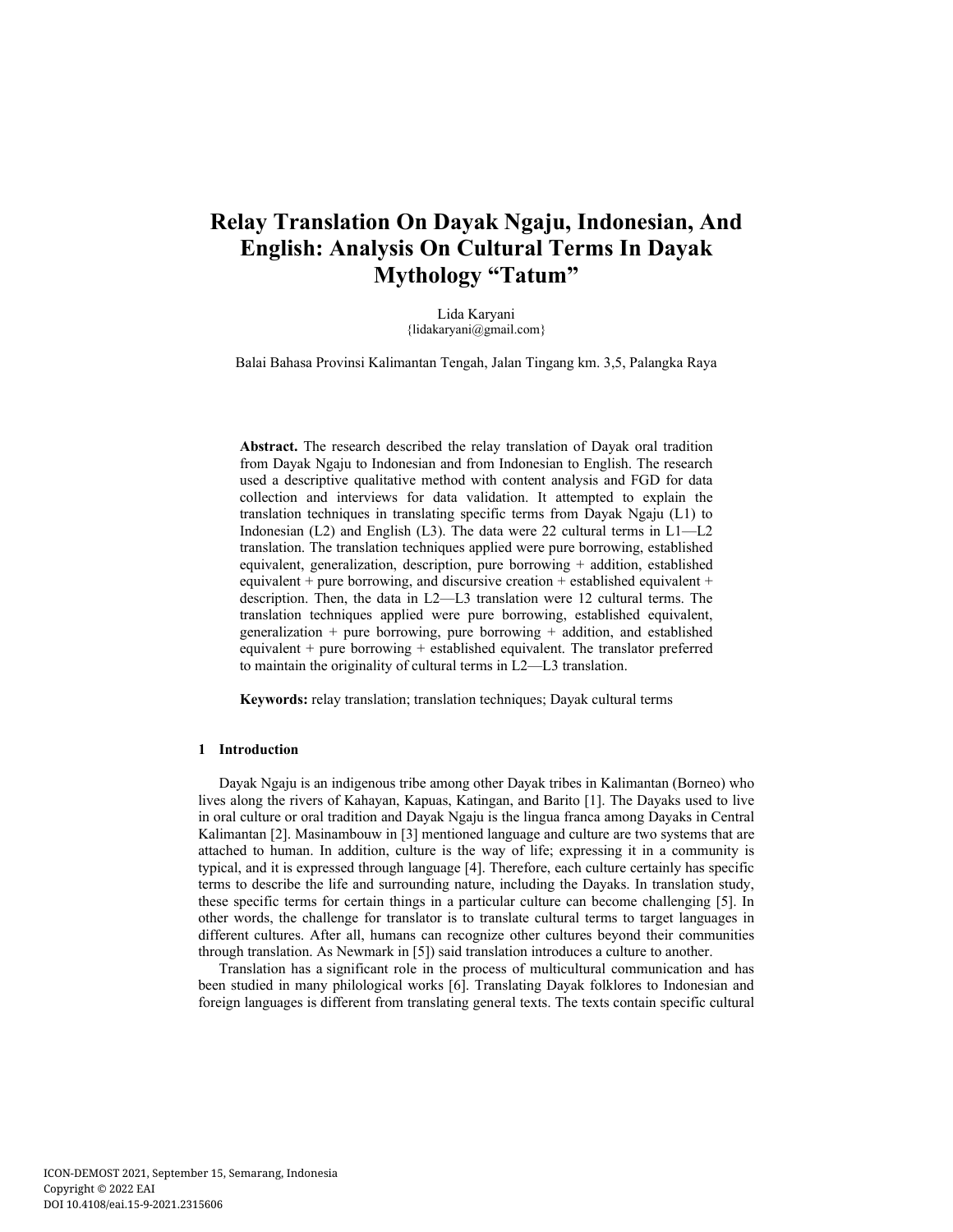# Relay Translation On Dayak Ngaju, Indonesian, And English: Analysis On Cultural Terms In Dayak Mythology "Tatum"

Lida Karyani
{lidakaryani@gmail.com}

Balai Bahasa Provinsi Kalimantan Tengah, Jalan Tingang km. 3,5, Palangka Raya

**Abstract.** The research described the relay translation of Dayak oral tradition from Dayak Ngaju to Indonesian and from Indonesian to English. The research used a descriptive qualitative method with content analysis and FGD for data collection and interviews for data validation. It attempted to explain the translation techniques in translating specific terms from Dayak Ngaju (L1) to Indonesian (L2) and English (L3). The data were 22 cultural terms in L1—L2 translation. The translation techniques applied were pure borrowing, established equivalent, generalization, description, pure borrowing + addition, established equivalent + pure borrowing, and discursive creation + established equivalent + description. Then, the data in L2—L3 translation were 12 cultural terms. The translation techniques applied were pure borrowing, established equivalent, generalization + pure borrowing, pure borrowing + addition, and established equivalent + pure borrowing + established equivalent. The translator preferred to maintain the originality of cultural terms in L2—L3 translation.

**Keywords:** relay translation; translation techniques; Dayak cultural terms

## 1 Introduction

Dayak Ngaju is an indigenous tribe among other Dayak tribes in Kalimantan (Borneo) who lives along the rivers of Kahayan, Kapuas, Katingan, and Barito [1]. The Dayaks used to live in oral culture or oral tradition and Dayak Ngaju is the lingua franca among Dayaks in Central Kalimantan [2]. Masinambouw in [3] mentioned language and culture are two systems that are attached to human. In addition, culture is the way of life; expressing it in a community is typical, and it is expressed through language [4]. Therefore, each culture certainly has specific terms to describe the life and surrounding nature, including the Dayaks. In translation study, these specific terms for certain things in a particular culture can become challenging [5]. In other words, the challenge for translator is to translate cultural terms to target languages in different cultures. After all, humans can recognize other cultures beyond their communities through translation. As Newmark in [5]) said translation introduces a culture to another.

Translation has a significant role in the process of multicultural communication and has been studied in many philological works [6]. Translating Dayak folklores to Indonesian and foreign languages is different from translating general texts. The texts contain specific cultural

ICON-DEMOST 2021, September 15, Semarang, Indonesia
Copyright © 2022 EAI
DOI 10.4108/eai.15-9-2021.2315606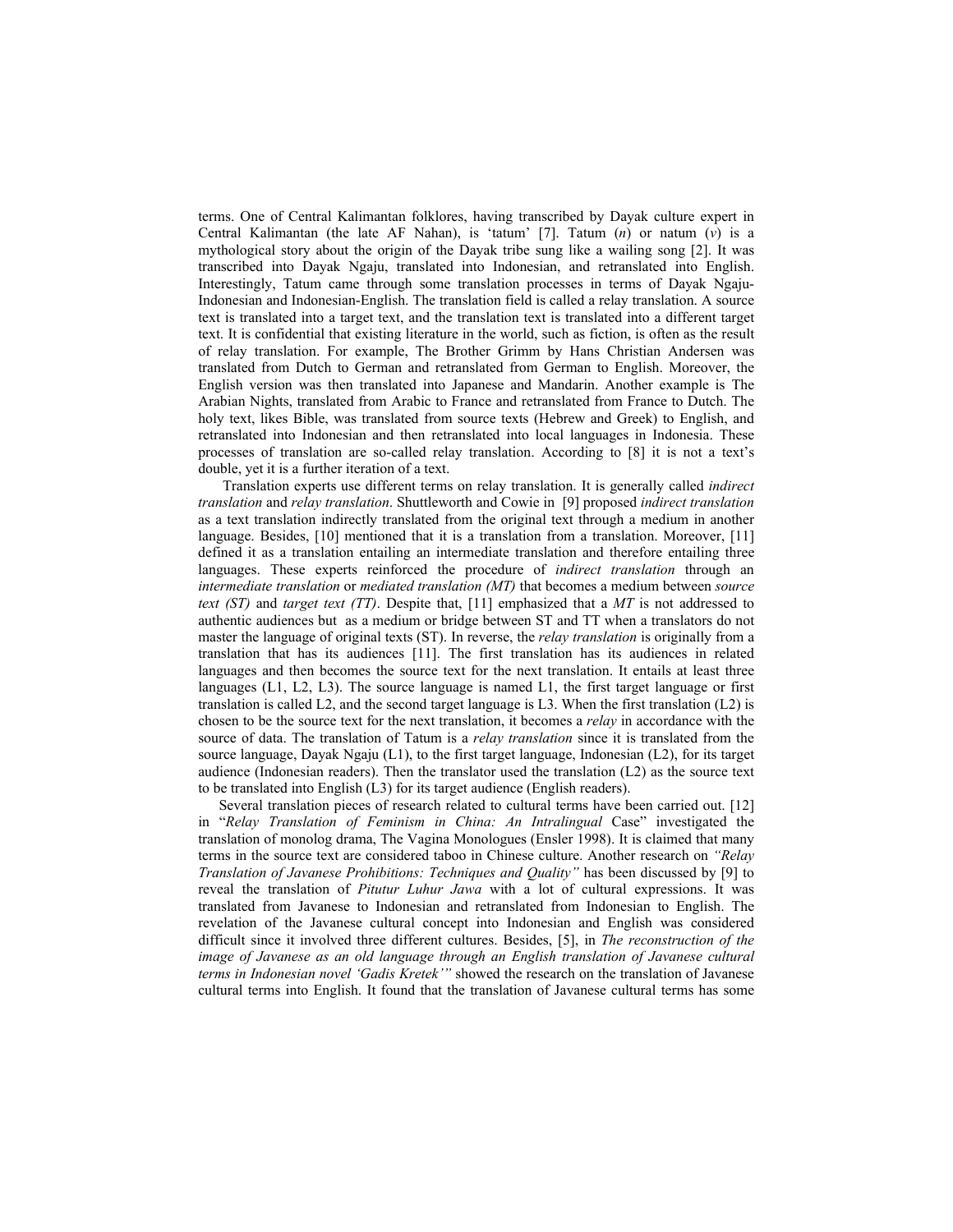terms. One of Central Kalimantan folklores, having transcribed by Dayak culture expert in Central Kalimantan (the late AF Nahan), is 'tatum' [7]. Tatum (*n*) or natum (*v*) is a mythological story about the origin of the Dayak tribe sung like a wailing song [2]. It was transcribed into Dayak Ngaju, translated into Indonesian, and retranslated into English. Interestingly, Tatum came through some translation processes in terms of Dayak Ngaju-Indonesian and Indonesian-English. The translation field is called a relay translation. A source text is translated into a target text, and the translation text is translated into a different target text. It is confidential that existing literature in the world, such as fiction, is often as the result of relay translation. For example, The Brother Grimm by Hans Christian Andersen was translated from Dutch to German and retranslated from German to English. Moreover, the English version was then translated into Japanese and Mandarin. Another example is The Arabian Nights, translated from Arabic to France and retranslated from France to Dutch. The holy text, likes Bible, was translated from source texts (Hebrew and Greek) to English, and retranslated into Indonesian and then retranslated into local languages in Indonesia. These processes of translation are so-called relay translation. According to [8] it is not a text's double, yet it is a further iteration of a text.

Translation experts use different terms on relay translation. It is generally called *indirect translation* and *relay translation*. Shuttleworth and Cowie in [9] proposed *indirect translation* as a text translation indirectly translated from the original text through a medium in another language. Besides, [10] mentioned that it is a translation from a translation. Moreover, [11] defined it as a translation entailing an intermediate translation and therefore entailing three languages. These experts reinforced the procedure of *indirect translation* through an *intermediate translation* or *mediated translation (MT)* that becomes a medium between *source text (ST)* and *target text (TT)*. Despite that, [11] emphasized that a *MT* is not addressed to authentic audiences but as a medium or bridge between ST and TT when a translators do not master the language of original texts (ST). In reverse, the *relay translation* is originally from a translation that has its audiences [11]. The first translation has its audiences in related languages and then becomes the source text for the next translation. It entails at least three languages (L1, L2, L3). The source language is named L1, the first target language or first translation is called L2, and the second target language is L3. When the first translation (L2) is chosen to be the source text for the next translation, it becomes a *relay* in accordance with the source of data. The translation of Tatum is a *relay translation* since it is translated from the source language, Dayak Ngaju (L1), to the first target language, Indonesian (L2), for its target audience (Indonesian readers). Then the translator used the translation (L2) as the source text to be translated into English (L3) for its target audience (English readers).

Several translation pieces of research related to cultural terms have been carried out. [12] in "*Relay Translation of Feminism in China: An Intralingual* Case" investigated the translation of monolog drama, The Vagina Monologues (Ensler 1998). It is claimed that many terms in the source text are considered taboo in Chinese culture. Another research on *"Relay Translation of Javanese Prohibitions: Techniques and Quality"* has been discussed by [9] to reveal the translation of *Pitutur Luhur Jawa* with a lot of cultural expressions. It was translated from Javanese to Indonesian and retranslated from Indonesian to English. The revelation of the Javanese cultural concept into Indonesian and English was considered difficult since it involved three different cultures. Besides, [5], in *The reconstruction of the image of Javanese as an old language through an English translation of Javanese cultural terms in Indonesian novel 'Gadis Kretek'"* showed the research on the translation of Javanese cultural terms into English. It found that the translation of Javanese cultural terms has some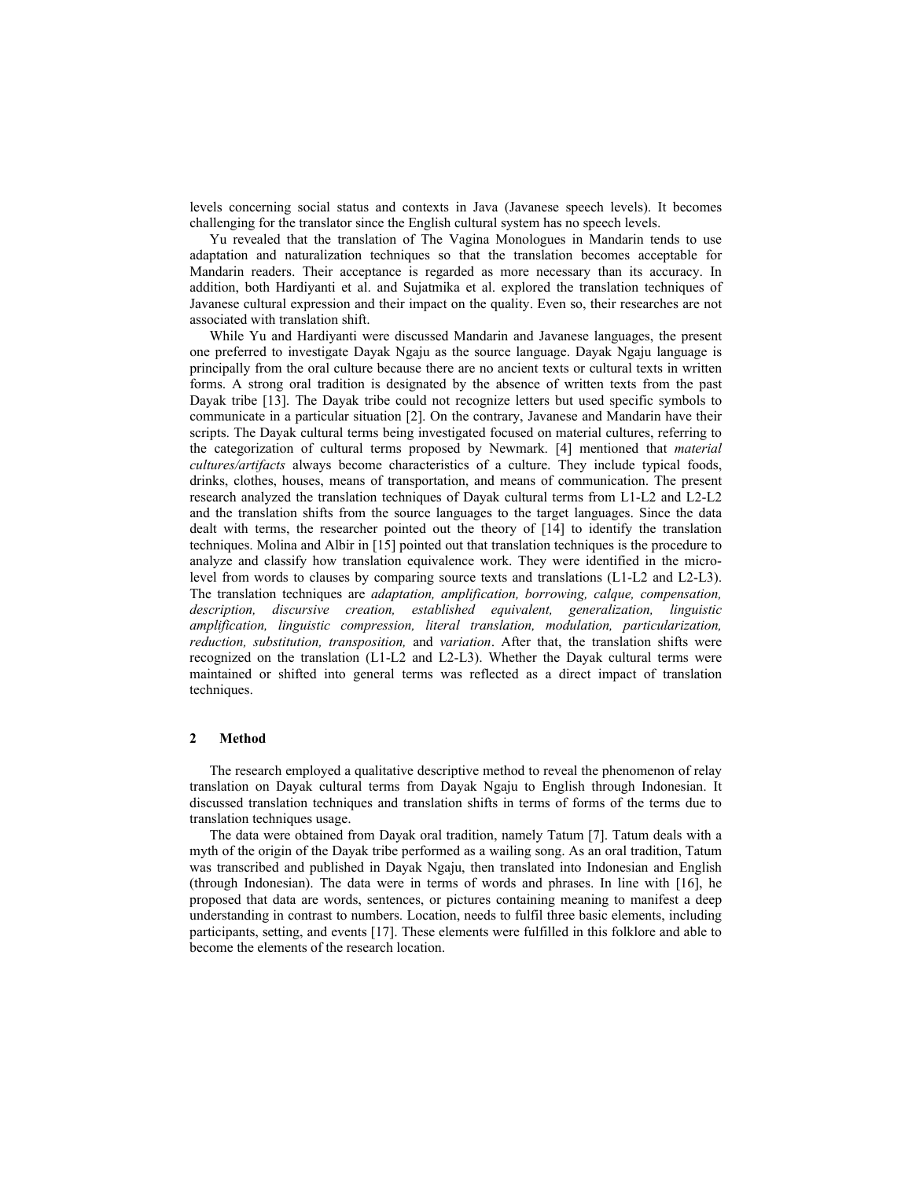levels concerning social status and contexts in Java (Javanese speech levels). It becomes challenging for the translator since the English cultural system has no speech levels.

Yu revealed that the translation of The Vagina Monologues in Mandarin tends to use adaptation and naturalization techniques so that the translation becomes acceptable for Mandarin readers. Their acceptance is regarded as more necessary than its accuracy. In addition, both Hardiyanti et al. and Sujatmika et al. explored the translation techniques of Javanese cultural expression and their impact on the quality. Even so, their researches are not associated with translation shift.

While Yu and Hardiyanti were discussed Mandarin and Javanese languages, the present one preferred to investigate Dayak Ngaju as the source language. Dayak Ngaju language is principally from the oral culture because there are no ancient texts or cultural texts in written forms. A strong oral tradition is designated by the absence of written texts from the past Dayak tribe [13]. The Dayak tribe could not recognize letters but used specific symbols to communicate in a particular situation [2]. On the contrary, Javanese and Mandarin have their scripts. The Dayak cultural terms being investigated focused on material cultures, referring to the categorization of cultural terms proposed by Newmark. [4] mentioned that *material cultures/artifacts* always become characteristics of a culture. They include typical foods, drinks, clothes, houses, means of transportation, and means of communication. The present research analyzed the translation techniques of Dayak cultural terms from L1-L2 and L2-L2 and the translation shifts from the source languages to the target languages. Since the data dealt with terms, the researcher pointed out the theory of [14] to identify the translation techniques. Molina and Albir in [15] pointed out that translation techniques is the procedure to analyze and classify how translation equivalence work. They were identified in the micro-level from words to clauses by comparing source texts and translations (L1-L2 and L2-L3). The translation techniques are *adaptation, amplification, borrowing, calque, compensation, description, discursive creation, established equivalent, generalization, linguistic amplification, linguistic compression, literal translation, modulation, particularization, reduction, substitution, transposition,* and *variation*. After that, the translation shifts were recognized on the translation (L1-L2 and L2-L3). Whether the Dayak cultural terms were maintained or shifted into general terms was reflected as a direct impact of translation techniques.

## 2 Method

The research employed a qualitative descriptive method to reveal the phenomenon of relay translation on Dayak cultural terms from Dayak Ngaju to English through Indonesian. It discussed translation techniques and translation shifts in terms of forms of the terms due to translation techniques usage.

The data were obtained from Dayak oral tradition, namely Tatum [7]. Tatum deals with a myth of the origin of the Dayak tribe performed as a wailing song. As an oral tradition, Tatum was transcribed and published in Dayak Ngaju, then translated into Indonesian and English (through Indonesian). The data were in terms of words and phrases. In line with [16], he proposed that data are words, sentences, or pictures containing meaning to manifest a deep understanding in contrast to numbers. Location, needs to fulfil three basic elements, including participants, setting, and events [17]. These elements were fulfilled in this folklore and able to become the elements of the research location.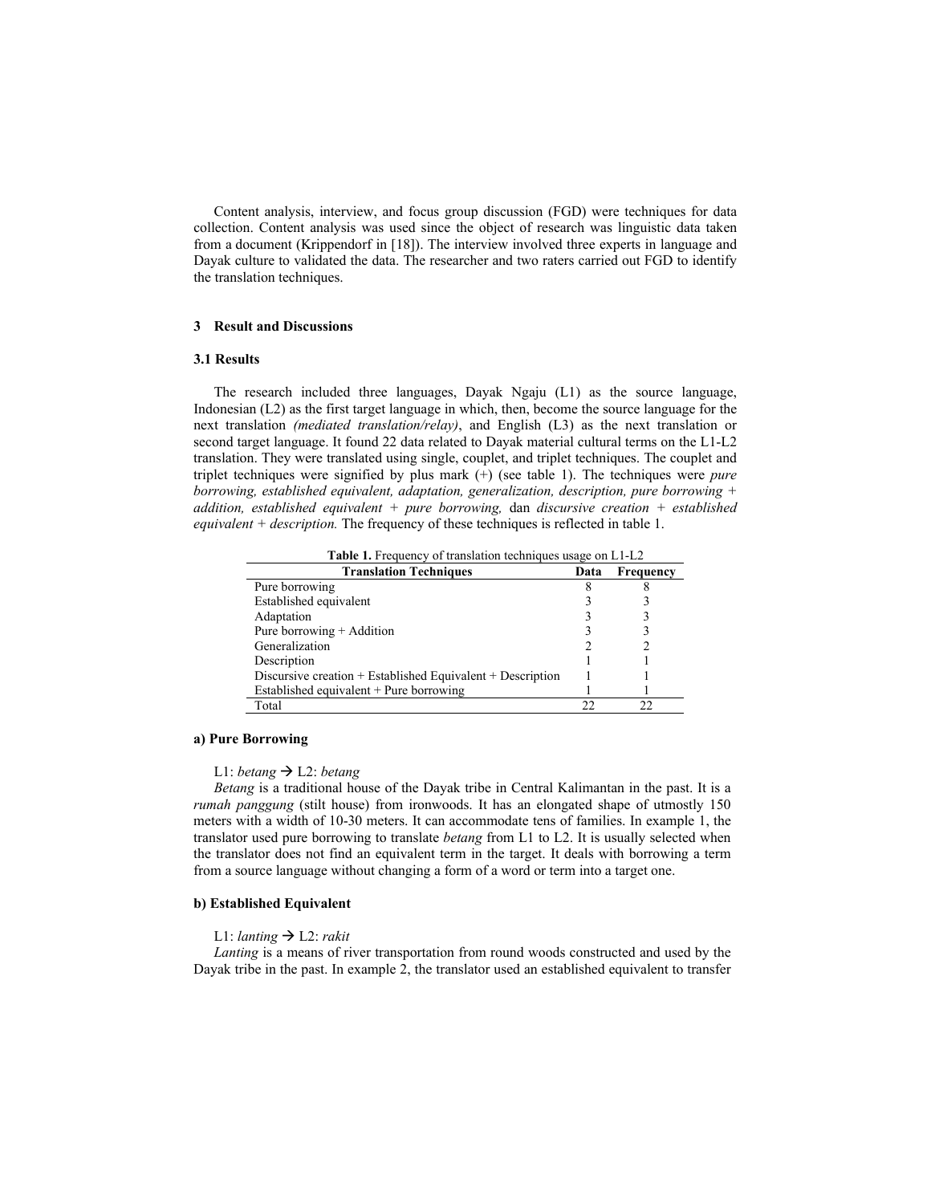Content analysis, interview, and focus group discussion (FGD) were techniques for data collection. Content analysis was used since the object of research was linguistic data taken from a document (Krippendorf in [18]). The interview involved three experts in language and Dayak culture to validated the data. The researcher and two raters carried out FGD to identify the translation techniques.

## 3 Result and Discussions

### 3.1 Results

The research included three languages, Dayak Ngaju (L1) as the source language, Indonesian (L2) as the first target language in which, then, become the source language for the next translation *(mediated translation/relay)*, and English (L3) as the next translation or second target language. It found 22 data related to Dayak material cultural terms on the L1-L2 translation. They were translated using single, couplet, and triplet techniques. The couplet and triplet techniques were signified by plus mark (+) (see table 1). The techniques were *pure borrowing, established equivalent, adaptation, generalization, description, pure borrowing + addition, established equivalent + pure borrowing,* dan *discursive creation + established equivalent + description.* The frequency of these techniques is reflected in table 1.

**Table 1.** Frequency of translation techniques usage on L1-L2

| Translation Techniques | Data | Frequency |
|---|---|---|
| Pure borrowing | 8 | 8 |
| Established equivalent | 3 | 3 |
| Adaptation | 3 | 3 |
| Pure borrowing + Addition | 3 | 3 |
| Generalization | 2 | 2 |
| Description | 1 | 1 |
| Discursive creation + Established Equivalent + Description | 1 | 1 |
| Established equivalent + Pure borrowing | 1 | 1 |
| Total | 22 | 22 |

#### a) Pure Borrowing

L1: *betang* → L2: *betang*

*Betang* is a traditional house of the Dayak tribe in Central Kalimantan in the past. It is a *rumah panggung* (stilt house) from ironwoods. It has an elongated shape of utmostly 150 meters with a width of 10-30 meters. It can accommodate tens of families. In example 1, the translator used pure borrowing to translate *betang* from L1 to L2. It is usually selected when the translator does not find an equivalent term in the target. It deals with borrowing a term from a source language without changing a form of a word or term into a target one.

#### b) Established Equivalent

L1: *lanting* → L2: *rakit*

*Lanting* is a means of river transportation from round woods constructed and used by the Dayak tribe in the past. In example 2, the translator used an established equivalent to transfer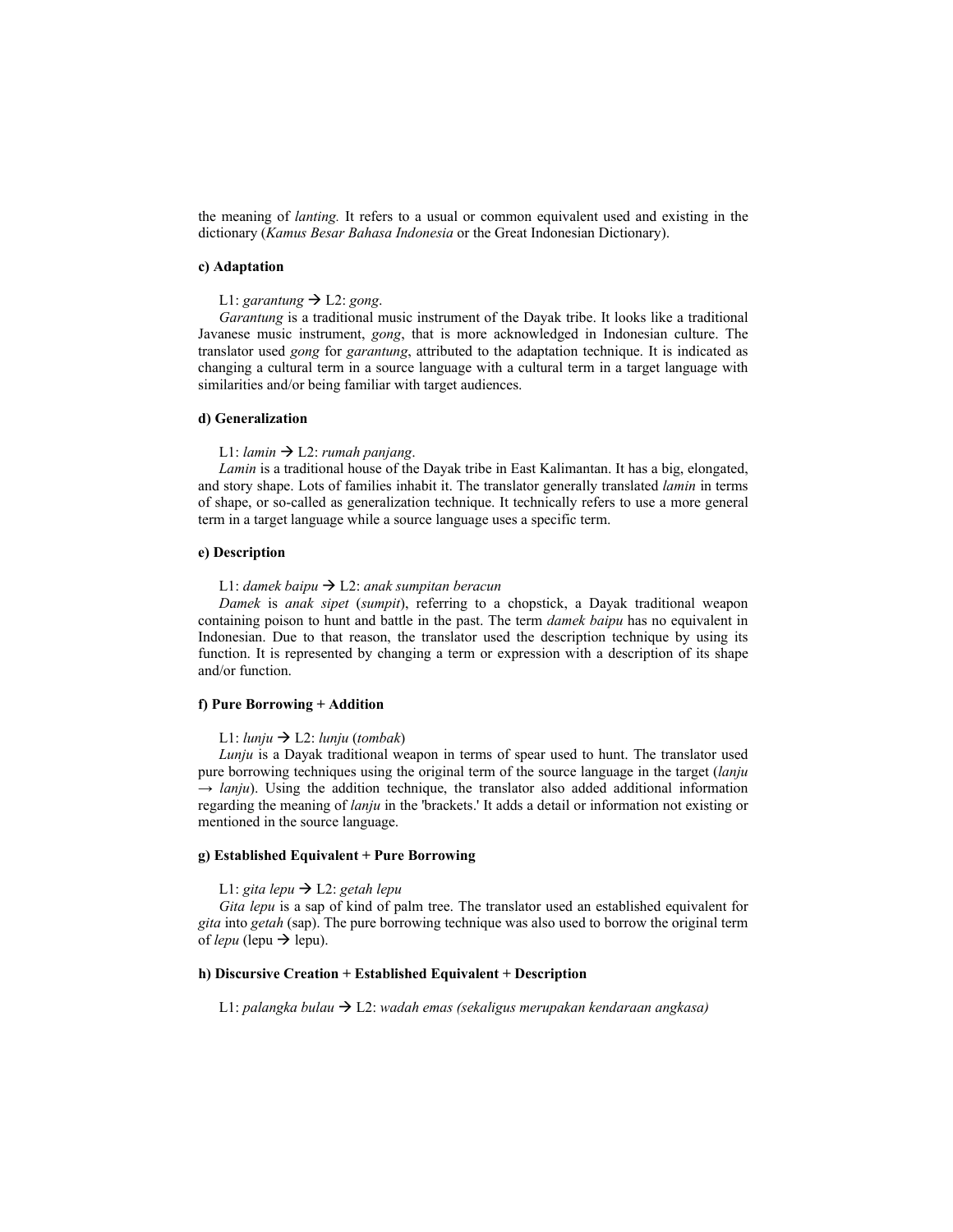the meaning of *lanting.* It refers to a usual or common equivalent used and existing in the dictionary (*Kamus Besar Bahasa Indonesia* or the Great Indonesian Dictionary).

**c) Adaptation**

L1: *garantung* → L2: *gong*.

*Garantung* is a traditional music instrument of the Dayak tribe. It looks like a traditional Javanese music instrument, *gong*, that is more acknowledged in Indonesian culture. The translator used *gong* for *garantung*, attributed to the adaptation technique. It is indicated as changing a cultural term in a source language with a cultural term in a target language with similarities and/or being familiar with target audiences.

**d) Generalization**

L1: *lamin* → L2: *rumah panjang*.

*Lamin* is a traditional house of the Dayak tribe in East Kalimantan. It has a big, elongated, and story shape. Lots of families inhabit it. The translator generally translated *lamin* in terms of shape, or so-called as generalization technique. It technically refers to use a more general term in a target language while a source language uses a specific term.

**e) Description**

L1: *damek baipu* → L2: *anak sumpitan beracun*

*Damek* is *anak sipet* (*sumpit*), referring to a chopstick, a Dayak traditional weapon containing poison to hunt and battle in the past. The term *damek baipu* has no equivalent in Indonesian. Due to that reason, the translator used the description technique by using its function. It is represented by changing a term or expression with a description of its shape and/or function.

**f) Pure Borrowing + Addition**

L1: *lunju* → L2: *lunju* (*tombak*)

*Lunju* is a Dayak traditional weapon in terms of spear used to hunt. The translator used pure borrowing techniques using the original term of the source language in the target (*lanju* → *lanju*). Using the addition technique, the translator also added additional information regarding the meaning of *lanju* in the 'brackets.' It adds a detail or information not existing or mentioned in the source language.

**g) Established Equivalent + Pure Borrowing**

L1: *gita lepu* → L2: *getah lepu*

*Gita lepu* is a sap of kind of palm tree. The translator used an established equivalent for *gita* into *getah* (sap). The pure borrowing technique was also used to borrow the original term of *lepu* (lepu → lepu).

**h) Discursive Creation + Established Equivalent + Description**

L1: *palangka bulau* → L2: *wadah emas (sekaligus merupakan kendaraan angkasa)*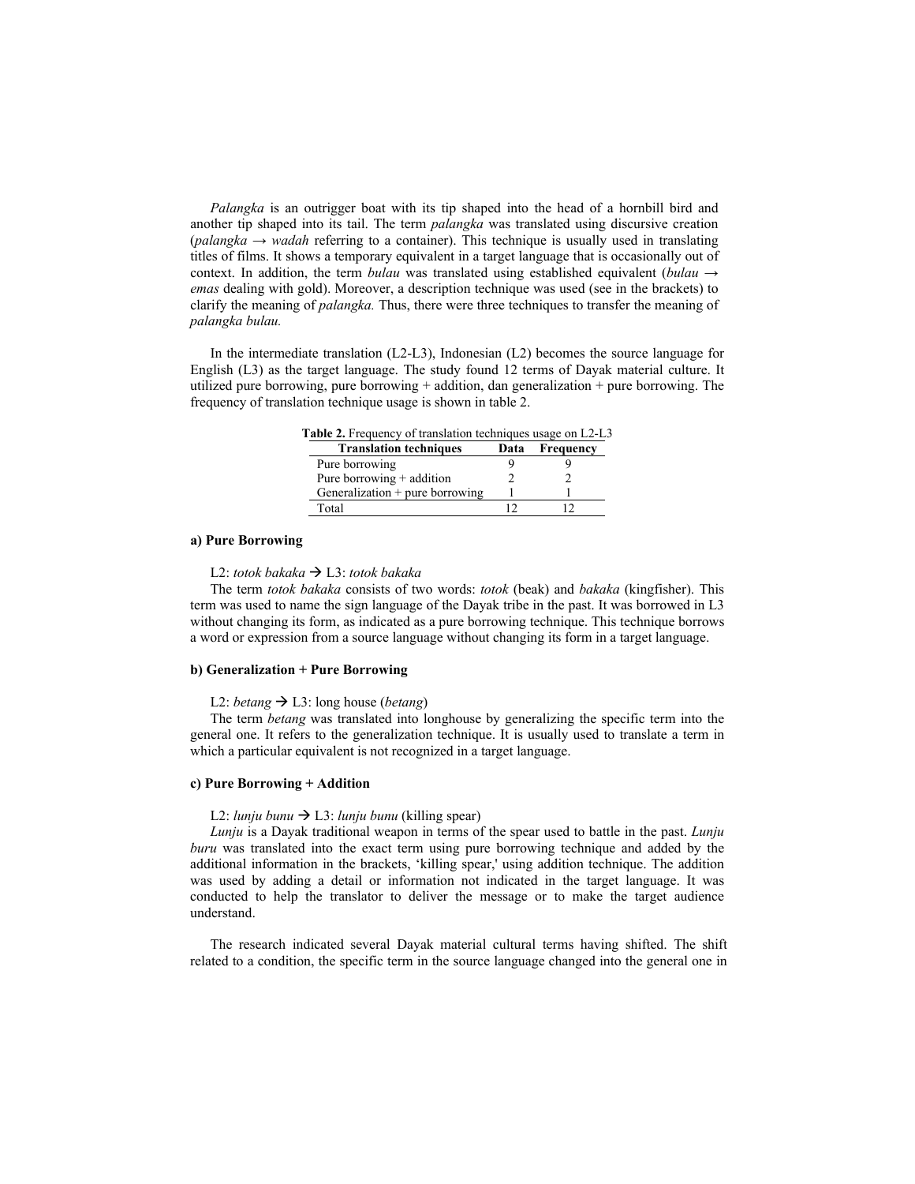*Palangka* is an outrigger boat with its tip shaped into the head of a hornbill bird and another tip shaped into its tail. The term *palangka* was translated using discursive creation (*palangka* → *wadah* referring to a container). This technique is usually used in translating titles of films. It shows a temporary equivalent in a target language that is occasionally out of context. In addition, the term *bulau* was translated using established equivalent (*bulau* → *emas* dealing with gold). Moreover, a description technique was used (see in the brackets) to clarify the meaning of *palangka.* Thus, there were three techniques to transfer the meaning of *palangka bulau.*

In the intermediate translation (L2-L3), Indonesian (L2) becomes the source language for English (L3) as the target language. The study found 12 terms of Dayak material culture. It utilized pure borrowing, pure borrowing + addition, dan generalization + pure borrowing. The frequency of translation technique usage is shown in table 2.

**Table 2.** Frequency of translation techniques usage on L2-L3

| Translation techniques | Data | Frequency |
|---|---|---|
| Pure borrowing | 9 | 9 |
| Pure borrowing + addition | 2 | 2 |
| Generalization + pure borrowing | 1 | 1 |
| Total | 12 | 12 |

#### a) Pure Borrowing

L2: *totok bakaka* → L3: *totok bakaka*

The term *totok bakaka* consists of two words: *totok* (beak) and *bakaka* (kingfisher). This term was used to name the sign language of the Dayak tribe in the past. It was borrowed in L3 without changing its form, as indicated as a pure borrowing technique. This technique borrows a word or expression from a source language without changing its form in a target language.

#### b) Generalization + Pure Borrowing

L2: *betang* → L3: long house (*betang*)

The term *betang* was translated into longhouse by generalizing the specific term into the general one. It refers to the generalization technique. It is usually used to translate a term in which a particular equivalent is not recognized in a target language.

#### c) Pure Borrowing + Addition

L2: *lunju bunu* → L3: *lunju bunu* (killing spear)

*Lunju* is a Dayak traditional weapon in terms of the spear used to battle in the past. *Lunju buru* was translated into the exact term using pure borrowing technique and added by the additional information in the brackets, 'killing spear,' using addition technique. The addition was used by adding a detail or information not indicated in the target language. It was conducted to help the translator to deliver the message or to make the target audience understand.

The research indicated several Dayak material cultural terms having shifted. The shift related to a condition, the specific term in the source language changed into the general one in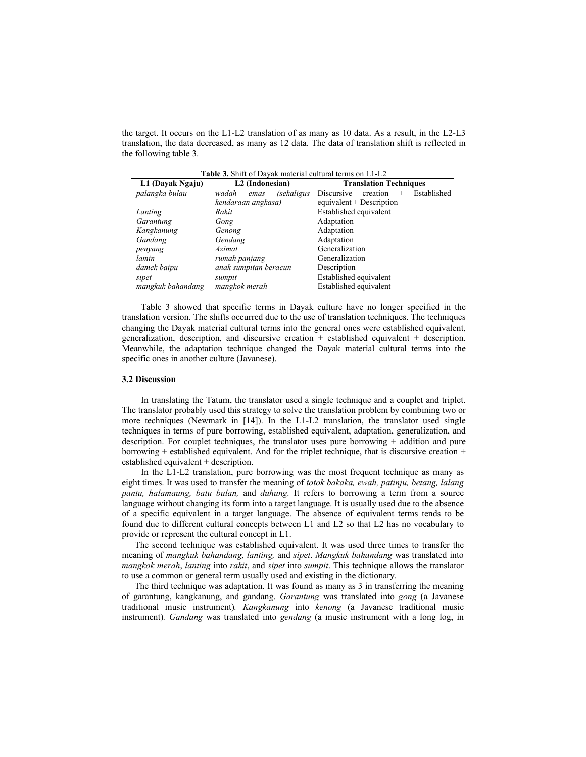the target. It occurs on the L1-L2 translation of as many as 10 data. As a result, in the L2-L3 translation, the data decreased, as many as 12 data. The data of translation shift is reflected in the following table 3.

**Table 3.** Shift of Dayak material cultural terms on L1-L2

| L1 (Dayak Ngaju) | L2 (Indonesian) | Translation Techniques |
|---|---|---|
| *palangka bulau* | *wadah emas (sekaligus kendaraan angkasa)* | Discursive creation + Established equivalent + Description |
| *Lanting* | *Rakit* | Established equivalent |
| *Garantung* | *Gong* | Adaptation |
| *Kangkanung* | *Genong* | Adaptation |
| *Gandang* | *Gendang* | Adaptation |
| *penyang* | *Azimat* | Generalization |
| *lamin* | *rumah panjang* | Generalization |
| *damek baipu* | *anak sumpitan beracun* | Description |
| *sipet* | *sumpit* | Established equivalent |
| *mangkuk bahandang* | *mangkok merah* | Established equivalent |

Table 3 showed that specific terms in Dayak culture have no longer specified in the translation version. The shifts occurred due to the use of translation techniques. The techniques changing the Dayak material cultural terms into the general ones were established equivalent, generalization, description, and discursive creation + established equivalent + description. Meanwhile, the adaptation technique changed the Dayak material cultural terms into the specific ones in another culture (Javanese).

### 3.2 Discussion

In translating the Tatum, the translator used a single technique and a couplet and triplet. The translator probably used this strategy to solve the translation problem by combining two or more techniques (Newmark in [14]). In the L1-L2 translation, the translator used single techniques in terms of pure borrowing, established equivalent, adaptation, generalization, and description. For couplet techniques, the translator uses pure borrowing + addition and pure borrowing + established equivalent. And for the triplet technique, that is discursive creation + established equivalent + description.

In the L1-L2 translation, pure borrowing was the most frequent technique as many as eight times. It was used to transfer the meaning of *totok bakaka, ewah, patinju, betang, lalang pantu, halamaung, batu bulan,* and *duhung.* It refers to borrowing a term from a source language without changing its form into a target language. It is usually used due to the absence of a specific equivalent in a target language. The absence of equivalent terms tends to be found due to different cultural concepts between L1 and L2 so that L2 has no vocabulary to provide or represent the cultural concept in L1.

The second technique was established equivalent. It was used three times to transfer the meaning of *mangkuk bahandang, lanting,* and *sipet*. *Mangkuk bahandang* was translated into *mangkok merah*, *lanting* into *rakit*, and *sipet* into *sumpit*. This technique allows the translator to use a common or general term usually used and existing in the dictionary.

The third technique was adaptation. It was found as many as 3 in transferring the meaning of garantung, kangkanung, and gandang. *Garantung* was translated into *gong* (a Javanese traditional music instrument)*. Kangkanung* into *kenong* (a Javanese traditional music instrument)*. Gandang* was translated into *gendang* (a music instrument with a long log, in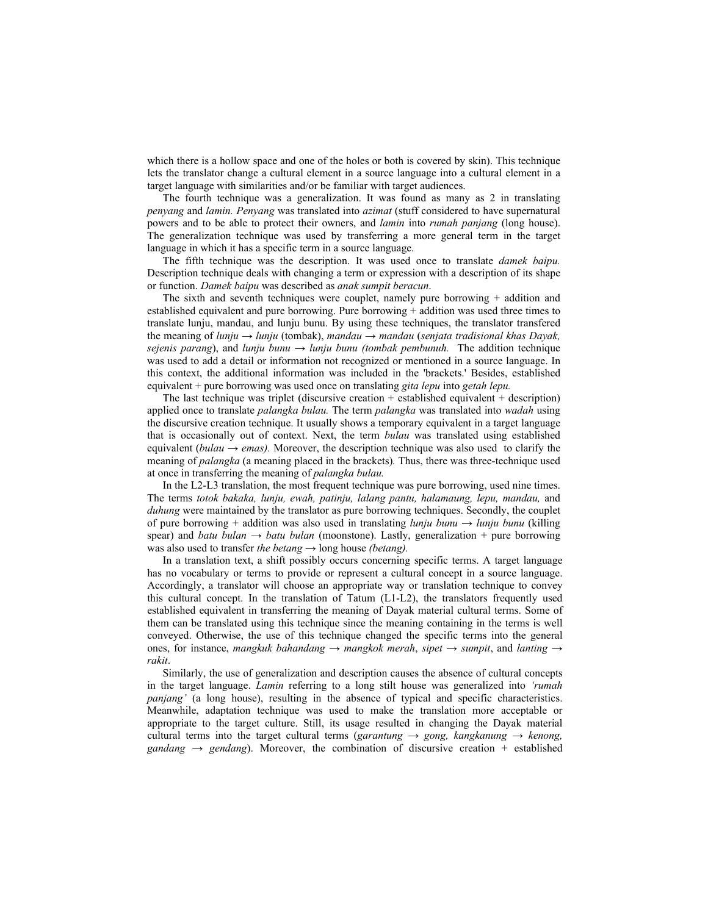which there is a hollow space and one of the holes or both is covered by skin). This technique lets the translator change a cultural element in a source language into a cultural element in a target language with similarities and/or be familiar with target audiences.

The fourth technique was a generalization. It was found as many as 2 in translating *penyang* and *lamin. Penyang* was translated into *azimat* (stuff considered to have supernatural powers and to be able to protect their owners, and *lamin* into *rumah panjang* (long house). The generalization technique was used by transferring a more general term in the target language in which it has a specific term in a source language.

The fifth technique was the description. It was used once to translate *damek baipu.* Description technique deals with changing a term or expression with a description of its shape or function. *Damek baipu* was described as *anak sumpit beracun*.

The sixth and seventh techniques were couplet, namely pure borrowing + addition and established equivalent and pure borrowing. Pure borrowing + addition was used three times to translate lunju, mandau, and lunju bunu. By using these techniques, the translator transfered the meaning of *lunju* → *lunju* (tombak), *mandau* → *mandau* (*senjata tradisional khas Dayak, sejenis parang*), and *lunju bunu* → *lunju bunu (tombak pembunuh.* The addition technique was used to add a detail or information not recognized or mentioned in a source language. In this context, the additional information was included in the 'brackets.' Besides, established equivalent + pure borrowing was used once on translating *gita lepu* into *getah lepu.*

The last technique was triplet (discursive creation + established equivalent + description) applied once to translate *palangka bulau.* The term *palangka* was translated into *wadah* using the discursive creation technique. It usually shows a temporary equivalent in a target language that is occasionally out of context. Next, the term *bulau* was translated using established equivalent (*bulau* → *emas).* Moreover, the description technique was also used to clarify the meaning of *palangka* (a meaning placed in the brackets)*.* Thus, there was three-technique used at once in transferring the meaning of *palangka bulau.*

In the L2-L3 translation, the most frequent technique was pure borrowing, used nine times. The terms *totok bakaka, lunju, ewah, patinju, lalang pantu, halamaung, lepu, mandau,* and *duhung* were maintained by the translator as pure borrowing techniques. Secondly, the couplet of pure borrowing + addition was also used in translating *lunju bunu* → *lunju bunu* (killing spear) and *batu bulan* → *batu bulan* (moonstone). Lastly, generalization + pure borrowing was also used to transfer *the betang* → long house *(betang).*

In a translation text, a shift possibly occurs concerning specific terms. A target language has no vocabulary or terms to provide or represent a cultural concept in a source language. Accordingly, a translator will choose an appropriate way or translation technique to convey this cultural concept. In the translation of Tatum (L1-L2), the translators frequently used established equivalent in transferring the meaning of Dayak material cultural terms. Some of them can be translated using this technique since the meaning containing in the terms is well conveyed. Otherwise, the use of this technique changed the specific terms into the general ones, for instance, *mangkuk bahandang* → *mangkok merah*, *sipet* → *sumpit*, and *lanting* → *rakit*.

Similarly, the use of generalization and description causes the absence of cultural concepts in the target language. *Lamin* referring to a long stilt house was generalized into *'rumah panjang'* (a long house), resulting in the absence of typical and specific characteristics. Meanwhile, adaptation technique was used to make the translation more acceptable or appropriate to the target culture. Still, its usage resulted in changing the Dayak material cultural terms into the target cultural terms (*garantung* → *gong, kangkanung* → *kenong, gandang* → *gendang*). Moreover, the combination of discursive creation + established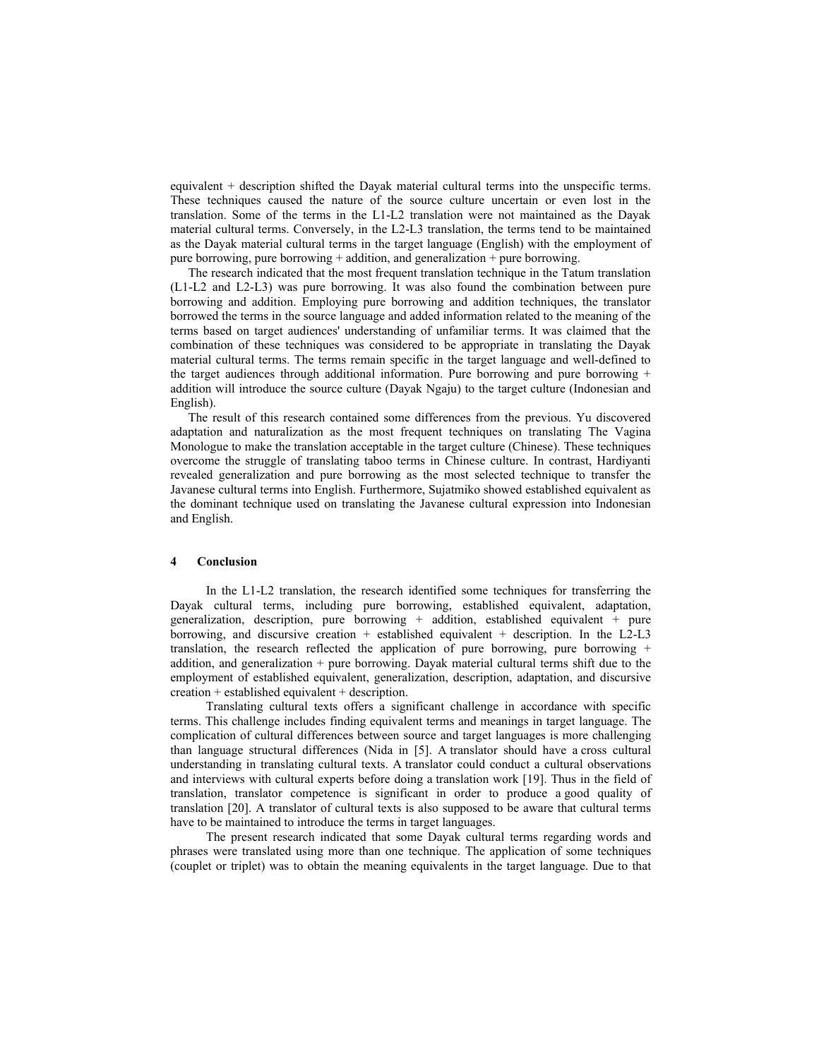equivalent + description shifted the Dayak material cultural terms into the unspecific terms. These techniques caused the nature of the source culture uncertain or even lost in the translation. Some of the terms in the L1-L2 translation were not maintained as the Dayak material cultural terms. Conversely, in the L2-L3 translation, the terms tend to be maintained as the Dayak material cultural terms in the target language (English) with the employment of pure borrowing, pure borrowing + addition, and generalization + pure borrowing.

The research indicated that the most frequent translation technique in the Tatum translation (L1-L2 and L2-L3) was pure borrowing. It was also found the combination between pure borrowing and addition. Employing pure borrowing and addition techniques, the translator borrowed the terms in the source language and added information related to the meaning of the terms based on target audiences' understanding of unfamiliar terms. It was claimed that the combination of these techniques was considered to be appropriate in translating the Dayak material cultural terms. The terms remain specific in the target language and well-defined to the target audiences through additional information. Pure borrowing and pure borrowing + addition will introduce the source culture (Dayak Ngaju) to the target culture (Indonesian and English).

The result of this research contained some differences from the previous. Yu discovered adaptation and naturalization as the most frequent techniques on translating The Vagina Monologue to make the translation acceptable in the target culture (Chinese). These techniques overcome the struggle of translating taboo terms in Chinese culture. In contrast, Hardiyanti revealed generalization and pure borrowing as the most selected technique to transfer the Javanese cultural terms into English. Furthermore, Sujatmiko showed established equivalent as the dominant technique used on translating the Javanese cultural expression into Indonesian and English.

## 4 Conclusion

In the L1-L2 translation, the research identified some techniques for transferring the Dayak cultural terms, including pure borrowing, established equivalent, adaptation, generalization, description, pure borrowing + addition, established equivalent + pure borrowing, and discursive creation + established equivalent + description. In the L2-L3 translation, the research reflected the application of pure borrowing, pure borrowing + addition, and generalization + pure borrowing. Dayak material cultural terms shift due to the employment of established equivalent, generalization, description, adaptation, and discursive creation + established equivalent + description.

Translating cultural texts offers a significant challenge in accordance with specific terms. This challenge includes finding equivalent terms and meanings in target language. The complication of cultural differences between source and target languages is more challenging than language structural differences (Nida in [5]. A translator should have a cross cultural understanding in translating cultural texts. A translator could conduct a cultural observations and interviews with cultural experts before doing a translation work [19]. Thus in the field of translation, translator competence is significant in order to produce a good quality of translation [20]. A translator of cultural texts is also supposed to be aware that cultural terms have to be maintained to introduce the terms in target languages.

The present research indicated that some Dayak cultural terms regarding words and phrases were translated using more than one technique. The application of some techniques (couplet or triplet) was to obtain the meaning equivalents in the target language. Due to that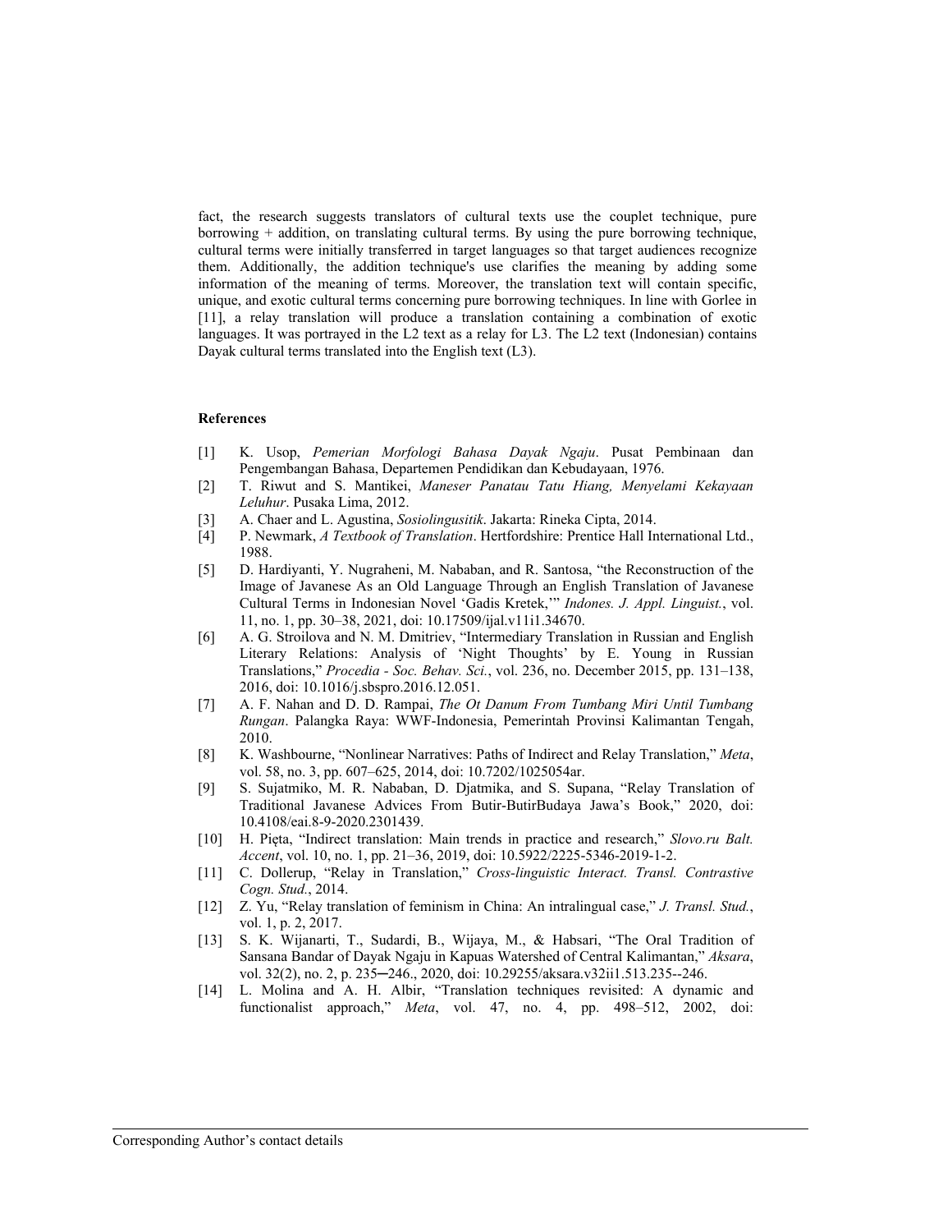fact, the research suggests translators of cultural texts use the couplet technique, pure borrowing + addition, on translating cultural terms. By using the pure borrowing technique, cultural terms were initially transferred in target languages so that target audiences recognize them. Additionally, the addition technique's use clarifies the meaning by adding some information of the meaning of terms. Moreover, the translation text will contain specific, unique, and exotic cultural terms concerning pure borrowing techniques. In line with Gorlee in [11], a relay translation will produce a translation containing a combination of exotic languages. It was portrayed in the L2 text as a relay for L3. The L2 text (Indonesian) contains Dayak cultural terms translated into the English text (L3).

**References**

[1] K. Usop, *Pemerian Morfologi Bahasa Dayak Ngaju*. Pusat Pembinaan dan Pengembangan Bahasa, Departemen Pendidikan dan Kebudayaan, 1976.

[2] T. Riwut and S. Mantikei, *Maneser Panatau Tatu Hiang, Menyelami Kekayaan Leluhur*. Pusaka Lima, 2012.

[3] A. Chaer and L. Agustina, *Sosiolingusitik*. Jakarta: Rineka Cipta, 2014.

[4] P. Newmark, *A Textbook of Translation*. Hertfordshire: Prentice Hall International Ltd., 1988.

[5] D. Hardiyanti, Y. Nugraheni, M. Nababan, and R. Santosa, "the Reconstruction of the Image of Javanese As an Old Language Through an English Translation of Javanese Cultural Terms in Indonesian Novel 'Gadis Kretek,'" *Indones. J. Appl. Linguist.*, vol. 11, no. 1, pp. 30–38, 2021, doi: 10.17509/ijal.v11i1.34670.

[6] A. G. Stroilova and N. M. Dmitriev, "Intermediary Translation in Russian and English Literary Relations: Analysis of 'Night Thoughts' by E. Young in Russian Translations," *Procedia - Soc. Behav. Sci.*, vol. 236, no. December 2015, pp. 131–138, 2016, doi: 10.1016/j.sbspro.2016.12.051.

[7] A. F. Nahan and D. D. Rampai, *The Ot Danum From Tumbang Miri Until Tumbang Rungan*. Palangka Raya: WWF-Indonesia, Pemerintah Provinsi Kalimantan Tengah, 2010.

[8] K. Washbourne, "Nonlinear Narratives: Paths of Indirect and Relay Translation," *Meta*, vol. 58, no. 3, pp. 607–625, 2014, doi: 10.7202/1025054ar.

[9] S. Sujatmiko, M. R. Nababan, D. Djatmika, and S. Supana, "Relay Translation of Traditional Javanese Advices From Butir-ButirBudaya Jawa's Book," 2020, doi: 10.4108/eai.8-9-2020.2301439.

[10] H. Pięta, "Indirect translation: Main trends in practice and research," *Slovo.ru Balt. Accent*, vol. 10, no. 1, pp. 21–36, 2019, doi: 10.5922/2225-5346-2019-1-2.

[11] C. Dollerup, "Relay in Translation," *Cross-linguistic Interact. Transl. Contrastive Cogn. Stud.*, 2014.

[12] Z. Yu, "Relay translation of feminism in China: An intralingual case," *J. Transl. Stud.*, vol. 1, p. 2, 2017.

[13] S. K. Wijanarti, T., Sudardi, B., Wijaya, M., & Habsari, "The Oral Tradition of Sansana Bandar of Dayak Ngaju in Kapuas Watershed of Central Kalimantan," *Aksara*, vol. 32(2), no. 2, p. 235─246., 2020, doi: 10.29255/aksara.v32ii1.513.235--246.

[14] L. Molina and A. H. Albir, "Translation techniques revisited: A dynamic and functionalist approach," *Meta*, vol. 47, no. 4, pp. 498–512, 2002, doi:

Corresponding Author's contact details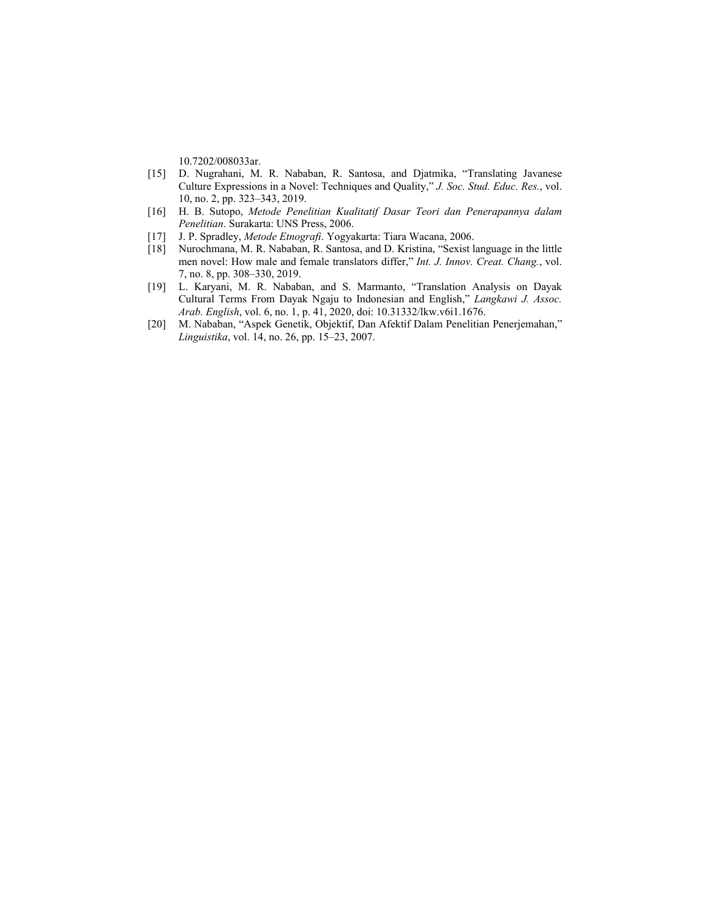10.7202/008033ar.

[15] D. Nugrahani, M. R. Nababan, R. Santosa, and Djatmika, "Translating Javanese Culture Expressions in a Novel: Techniques and Quality," *J. Soc. Stud. Educ. Res.*, vol. 10, no. 2, pp. 323–343, 2019.

[16] H. B. Sutopo, *Metode Penelitian Kualitatif Dasar Teori dan Penerapannya dalam Penelitian*. Surakarta: UNS Press, 2006.

[17] J. P. Spradley, *Metode Etnografi*. Yogyakarta: Tiara Wacana, 2006.

[18] Nurochmana, M. R. Nababan, R. Santosa, and D. Kristina, "Sexist language in the little men novel: How male and female translators differ," *Int. J. Innov. Creat. Chang.*, vol. 7, no. 8, pp. 308–330, 2019.

[19] L. Karyani, M. R. Nababan, and S. Marmanto, "Translation Analysis on Dayak Cultural Terms From Dayak Ngaju to Indonesian and English," *Langkawi J. Assoc. Arab. English*, vol. 6, no. 1, p. 41, 2020, doi: 10.31332/lkw.v6i1.1676.

[20] M. Nababan, "Aspek Genetik, Objektif, Dan Afektif Dalam Penelitian Penerjemahan," *Linguistika*, vol. 14, no. 26, pp. 15–23, 2007.